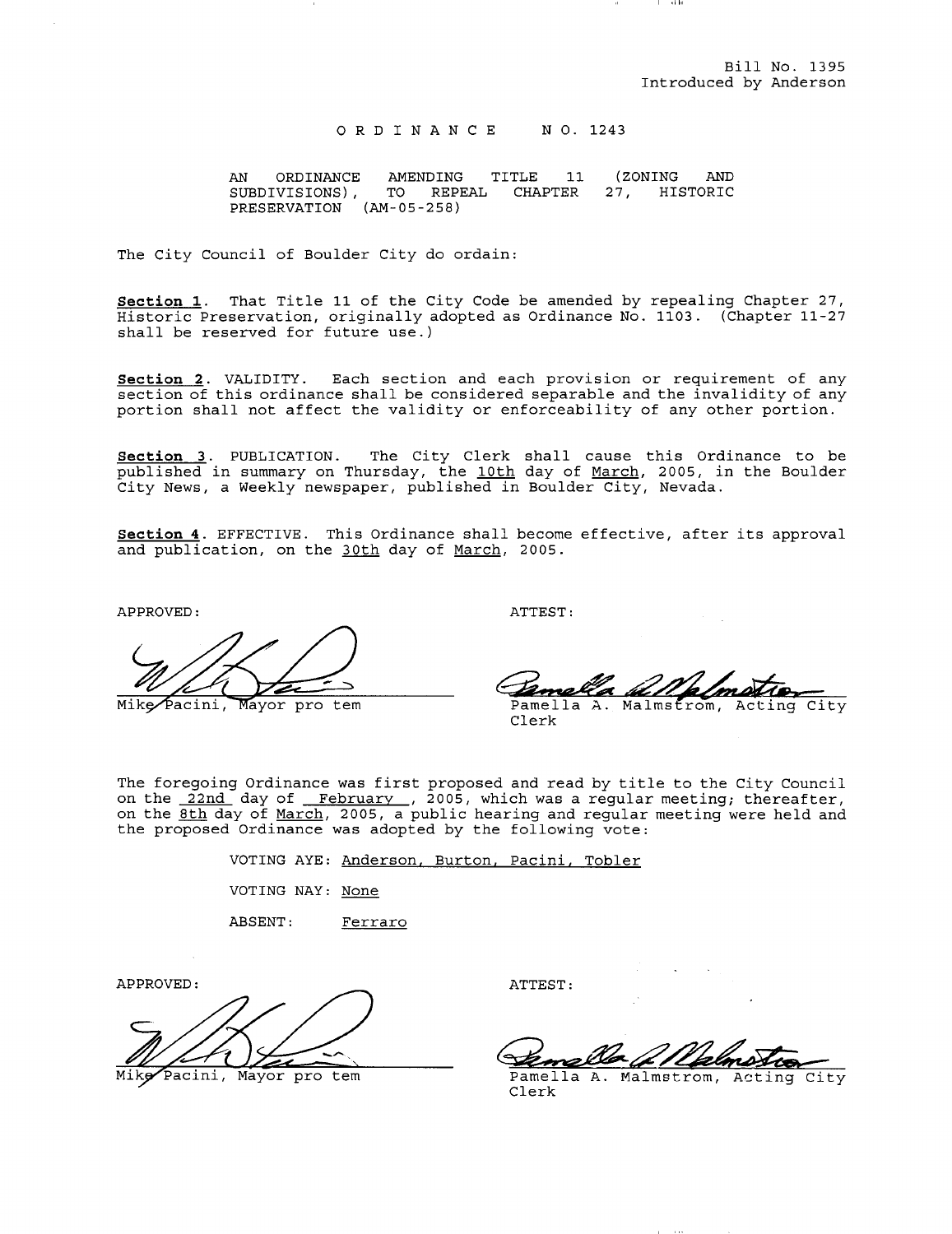Bill No. 1395
Introduced by Anderson

# ORDINANCE NO. 1243

AN ORDINANCE AMENDING TITLE 11 (ZONING AND SUBDIVISIONS), TO REPEAL CHAPTER 27, HISTORIC PRESERVATION (AM-05-258)

The City Council of Boulder City do ordain:

**Section 1**. That Title 11 of the City Code be amended by repealing Chapter 27, Historic Preservation, originally adopted as Ordinance No. 1103. (Chapter 11-27 shall be reserved for future use.)

**Section 2**. VALIDITY. Each section and each provision or requirement of any section of this ordinance shall be considered separable and the invalidity of any portion shall not affect the validity or enforceability of any other portion.

**Section 3**. PUBLICATION. The City Clerk shall cause this Ordinance to be published in summary on Thursday, the 10th day of March, 2005, in the Boulder City News, a Weekly newspaper, published in Boulder City, Nevada.

**Section 4**. EFFECTIVE. This Ordinance shall become effective, after its approval and publication, on the 30th day of March, 2005.

APPROVED:

Mike Pacini, Mayor pro tem

ATTEST:

Pamella A. Malmstrom, Acting City Clerk

The foregoing Ordinance was first proposed and read by title to the City Council on the 22nd day of February, 2005, which was a regular meeting; thereafter, on the 8th day of March, 2005, a public hearing and regular meeting were held and the proposed Ordinance was adopted by the following vote:

VOTING AYE: Anderson, Burton, Pacini, Tobler

VOTING NAY: None

ABSENT: Ferraro

APPROVED:

Mike Pacini, Mayor pro tem

ATTEST:

Pamella A. Malmstrom, Acting City Clerk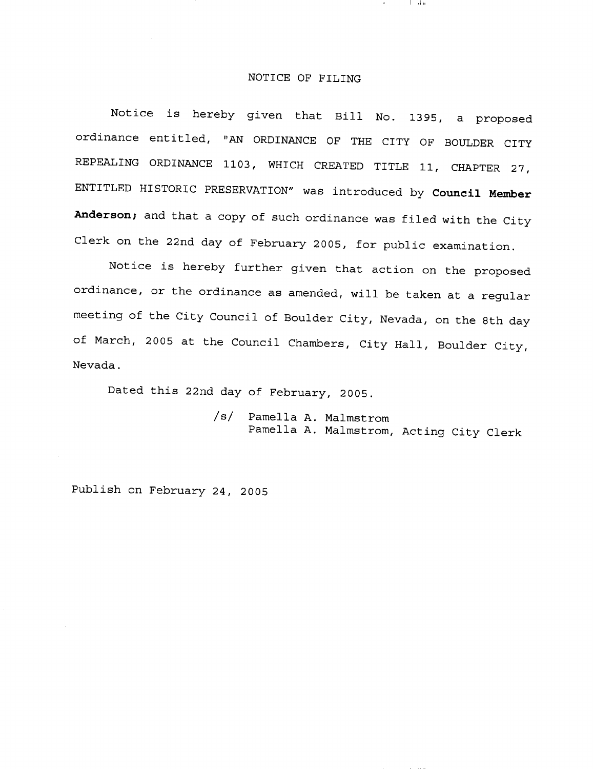# NOTICE OF FILING

Notice is hereby given that Bill No. 1395, a proposed ordinance entitled, "AN ORDINANCE OF THE CITY OF BOULDER CITY REPEALING ORDINANCE 1103, WHICH CREATED TITLE 11, CHAPTER 27, ENTITLED HISTORIC PRESERVATION" was introduced by **Council Member Anderson**; and that a copy of such ordinance was filed with the City Clerk on the 22nd day of February 2005, for public examination.

Notice is hereby further given that action on the proposed ordinance, or the ordinance as amended, will be taken at a regular meeting of the City Council of Boulder City, Nevada, on the 8th day of March, 2005 at the Council Chambers, City Hall, Boulder City, Nevada.

Dated this 22nd day of February, 2005.

/s/ Pamella A. Malmstrom
Pamella A. Malmstrom, Acting City Clerk

Publish on February 24, 2005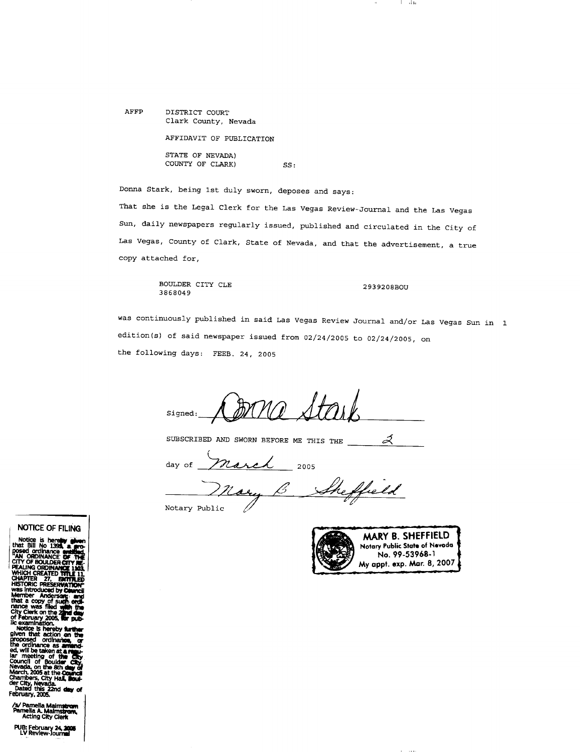AFFP DISTRICT COURT
Clark County, Nevada

AFFIDAVIT OF PUBLICATION

STATE OF NEVADA)
COUNTY OF CLARK) SS:

Donna Stark, being 1st duly sworn, deposes and says:

That she is the Legal Clerk for the Las Vegas Review-Journal and the Las Vegas Sun, daily newspapers regularly issued, published and circulated in the City of Las Vegas, County of Clark, State of Nevada, and that the advertisement, a true copy attached for,

BOULDER CITY CLE 2939208BOU
3868049

was continuously published in said Las Vegas Review Journal and/or Las Vegas Sun in 1 edition(s) of said newspaper issued from 02/24/2005 to 02/24/2005, on the following days: FEEB. 24, 2005

Signed: Donna Stark

SUBSCRIBED AND SWORN BEFORE ME THIS THE 2

day of March 2005

Mary B. Sheffield

Notary Public

MARY B. SHEFFIELD
Notary Public State of Nevada
No. 99-53968-1
My appt. exp. Mar. 8, 2007

## NOTICE OF FILING

Notice is hereby given that Bill No 1394, a proposed ordinance entitled, "AN ORDINANCE OF THE CITY OF BOULDER CITY REPEALING ORDINANCE 1103, WHICH CREATED TITLE 11, CHAPTER 27, ENTITLED HISTORIC PRESERVATION" was introduced by Council Member Anderson; and that a copy of such ordinance was filed with the City Clerk on the 22nd day of February 2005, for public examination.

Notice is hereby further given that action on the proposed ordinance, or the ordinance as amended, will be taken at a regular meeting of the City Council of Boulder City, Nevada, on the 8th day of March, 2005 at the Council Chambers, City Hall, Boulder City, Nevada.

Dated this 22nd day of February, 2005.

/s/ Pamella Malmstrom
Pamella A. Malmstrom,
Acting City Clerk

PUB: February 24, 2005
LV Review-Journal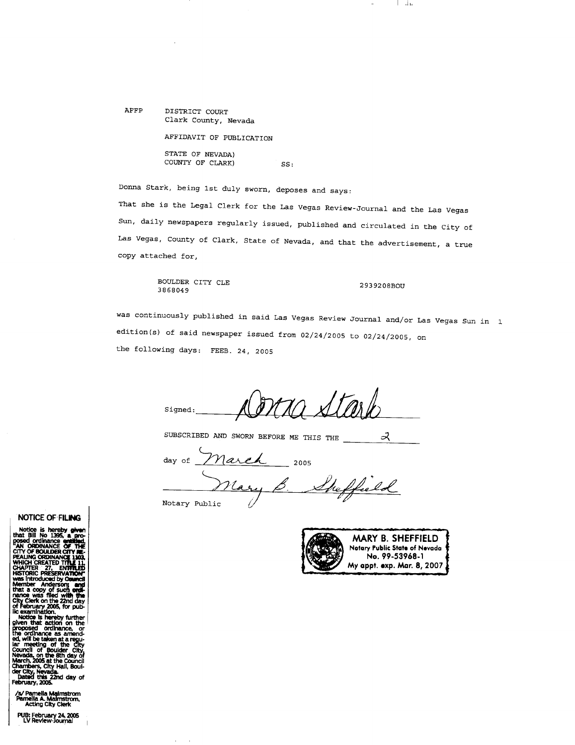AFFP DISTRICT COURT
Clark County, Nevada

AFFIDAVIT OF PUBLICATION

STATE OF NEVADA)
COUNTY OF CLARK) SS:

Donna Stark, being 1st duly sworn, deposes and says:

That she is the Legal Clerk for the Las Vegas Review-Journal and the Las Vegas Sun, daily newspapers regularly issued, published and circulated in the City of Las Vegas, County of Clark, State of Nevada, and that the advertisement, a true copy attached for,

BOULDER CITY CLE 2939208BOU
3868049

was continuously published in said Las Vegas Review Journal and/or Las Vegas Sun in 1 edition(s) of said newspaper issued from 02/24/2005 to 02/24/2005, on the following days: FEEB. 24, 2005

Signed: Donna Stark

SUBSCRIBED AND SWORN BEFORE ME THIS THE 2

day of March 2005

Mary B. Sheffield

Notary Public

MARY B. SHEFFIELD
Notary Public State of Nevada
No. 99-53968-1
My appt. exp. Mar. 8, 2007

**NOTICE OF FILING**

Notice is hereby given that Bill No 1395, a proposed ordinance entitled, "AN ORDINANCE OF THE CITY OF BOULDER CITY REPEALING ORDINANCE 1103, WHICH CREATED TITLE 11, CHAPTER 27, ENTITLED HISTORIC PRESERVATION" was introduced by Council Member Anderson; and that a copy of such ordinance was filed with the City Clerk on the 22nd day of February 2005, for public examination.

Notice is hereby further given that action on the proposed ordinance, or the ordinance as amended, will be taken at a regular meeting of the City Council of Boulder City, Nevada, on the 8th day of March, 2005 at the Council Chambers, City Hall, Boulder City, Nevada.

Dated this 22nd day of February, 2005.

/s/ Pamella Malmstrom
Pamella A. Malmstrom,
Acting City Clerk

PUB: February 24, 2005
LV Review-Journal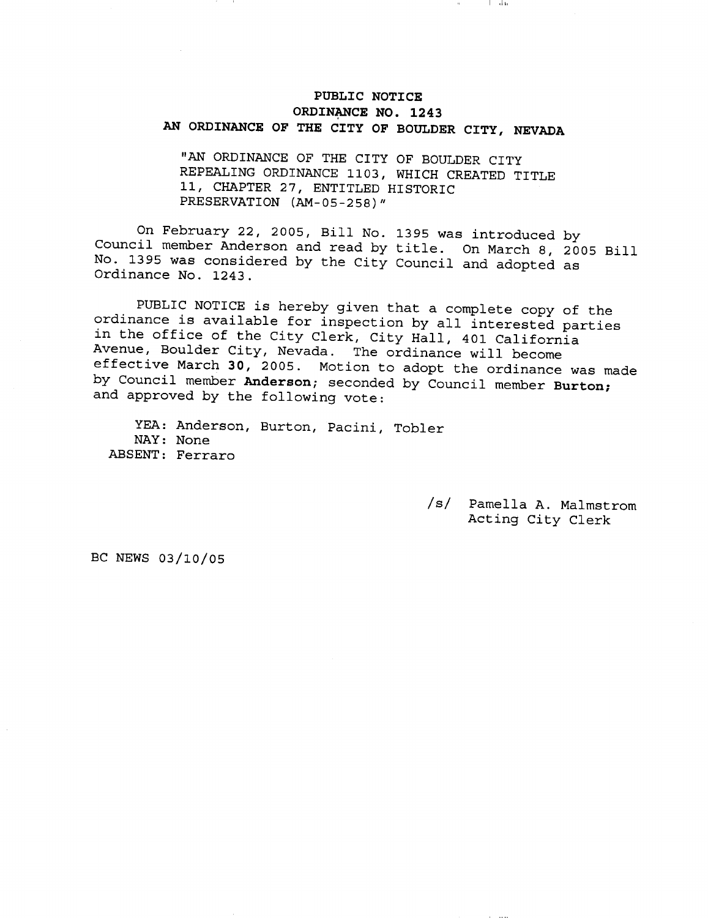# PUBLIC NOTICE
## ORDINANCE NO. 1243
## AN ORDINANCE OF THE CITY OF BOULDER CITY, NEVADA

"AN ORDINANCE OF THE CITY OF BOULDER CITY REPEALING ORDINANCE 1103, WHICH CREATED TITLE 11, CHAPTER 27, ENTITLED HISTORIC PRESERVATION (AM-05-258)"

On February 22, 2005, Bill No. 1395 was introduced by Council member Anderson and read by title. On March 8, 2005 Bill No. 1395 was considered by the City Council and adopted as Ordinance No. 1243.

PUBLIC NOTICE is hereby given that a complete copy of the ordinance is available for inspection by all interested parties in the office of the City Clerk, City Hall, 401 California Avenue, Boulder City, Nevada. The ordinance will become effective March **30**, 2005. Motion to adopt the ordinance was made by Council member **Anderson**; seconded by Council member **Burton;** and approved by the following vote:

YEA: Anderson, Burton, Pacini, Tobler
NAY: None
ABSENT: Ferraro

/s/ Pamella A. Malmstrom
Acting City Clerk

BC NEWS 03/10/05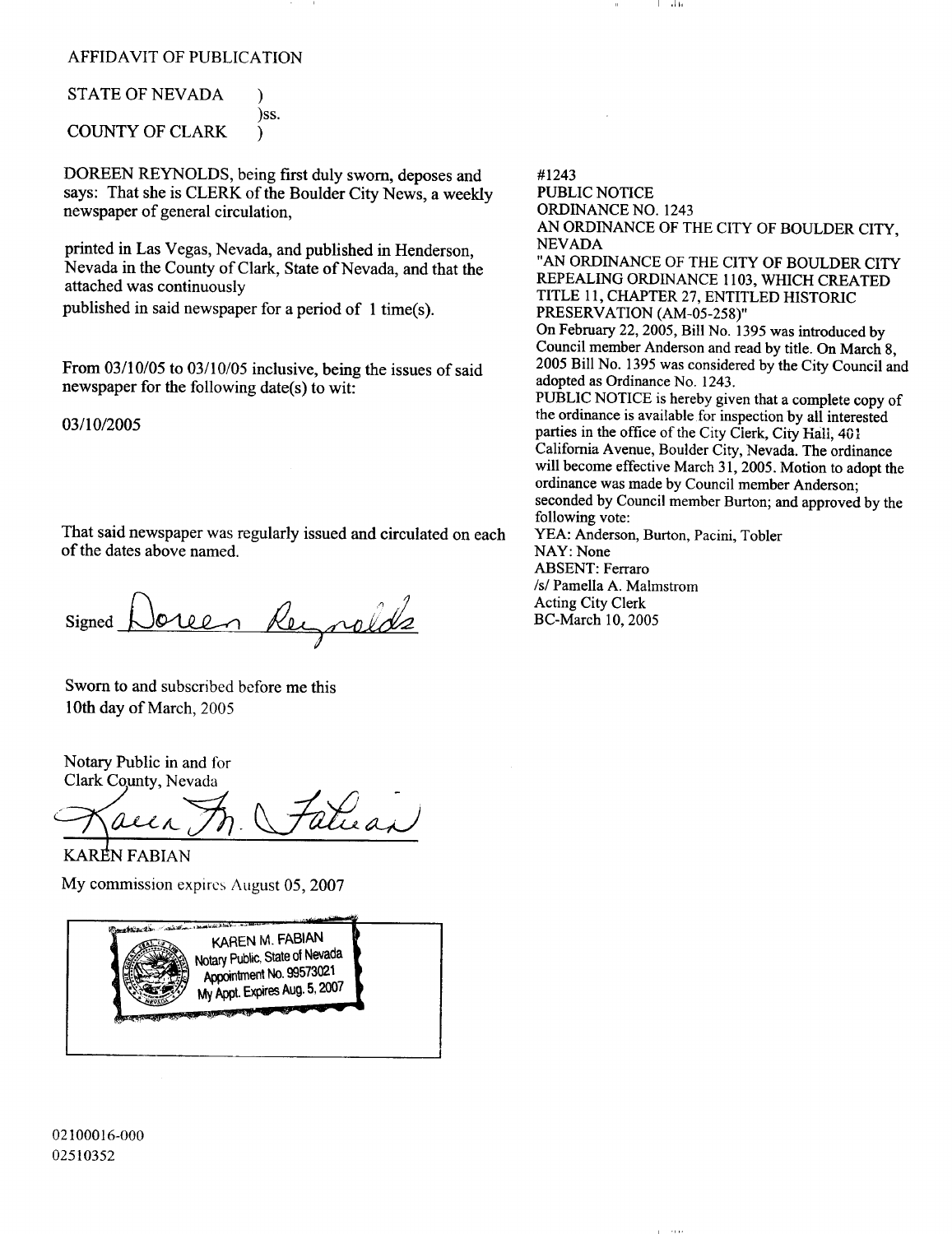AFFIDAVIT OF PUBLICATION

STATE OF NEVADA )
)ss.
COUNTY OF CLARK )

DOREEN REYNOLDS, being first duly sworn, deposes and says: That she is CLERK of the Boulder City News, a weekly newspaper of general circulation,

printed in Las Vegas, Nevada, and published in Henderson, Nevada in the County of Clark, State of Nevada, and that the attached was continuously published in said newspaper for a period of 1 time(s).

From 03/10/05 to 03/10/05 inclusive, being the issues of said newspaper for the following date(s) to wit:

03/10/2005

That said newspaper was regularly issued and circulated on each of the dates above named.

Signed Doreen Reynolds

Sworn to and subscribed before me this 10th day of March, 2005

Notary Public in and for
Clark County, Nevada

Karen M. Fabian

KAREN FABIAN

My commission expires August 05, 2007

KAREN M. FABIAN
Notary Public, State of Nevada
Appointment No. 99573021
My Appt. Expires Aug. 5, 2007

02100016-000
02510352

#1243
PUBLIC NOTICE
ORDINANCE NO. 1243
AN ORDINANCE OF THE CITY OF BOULDER CITY, NEVADA
"AN ORDINANCE OF THE CITY OF BOULDER CITY REPEALING ORDINANCE 1103, WHICH CREATED TITLE 11, CHAPTER 27, ENTITLED HISTORIC PRESERVATION (AM-05-258)"
On February 22, 2005, Bill No. 1395 was introduced by Council member Anderson and read by title. On March 8, 2005 Bill No. 1395 was considered by the City Council and adopted as Ordinance No. 1243.
PUBLIC NOTICE is hereby given that a complete copy of the ordinance is available for inspection by all interested parties in the office of the City Clerk, City Hall, 401 California Avenue, Boulder City, Nevada. The ordinance will become effective March 31, 2005. Motion to adopt the ordinance was made by Council member Anderson; seconded by Council member Burton; and approved by the following vote:
YEA: Anderson, Burton, Pacini, Tobler
NAY: None
ABSENT: Ferraro
/s/ Pamella A. Malmstrom
Acting City Clerk
BC-March 10, 2005